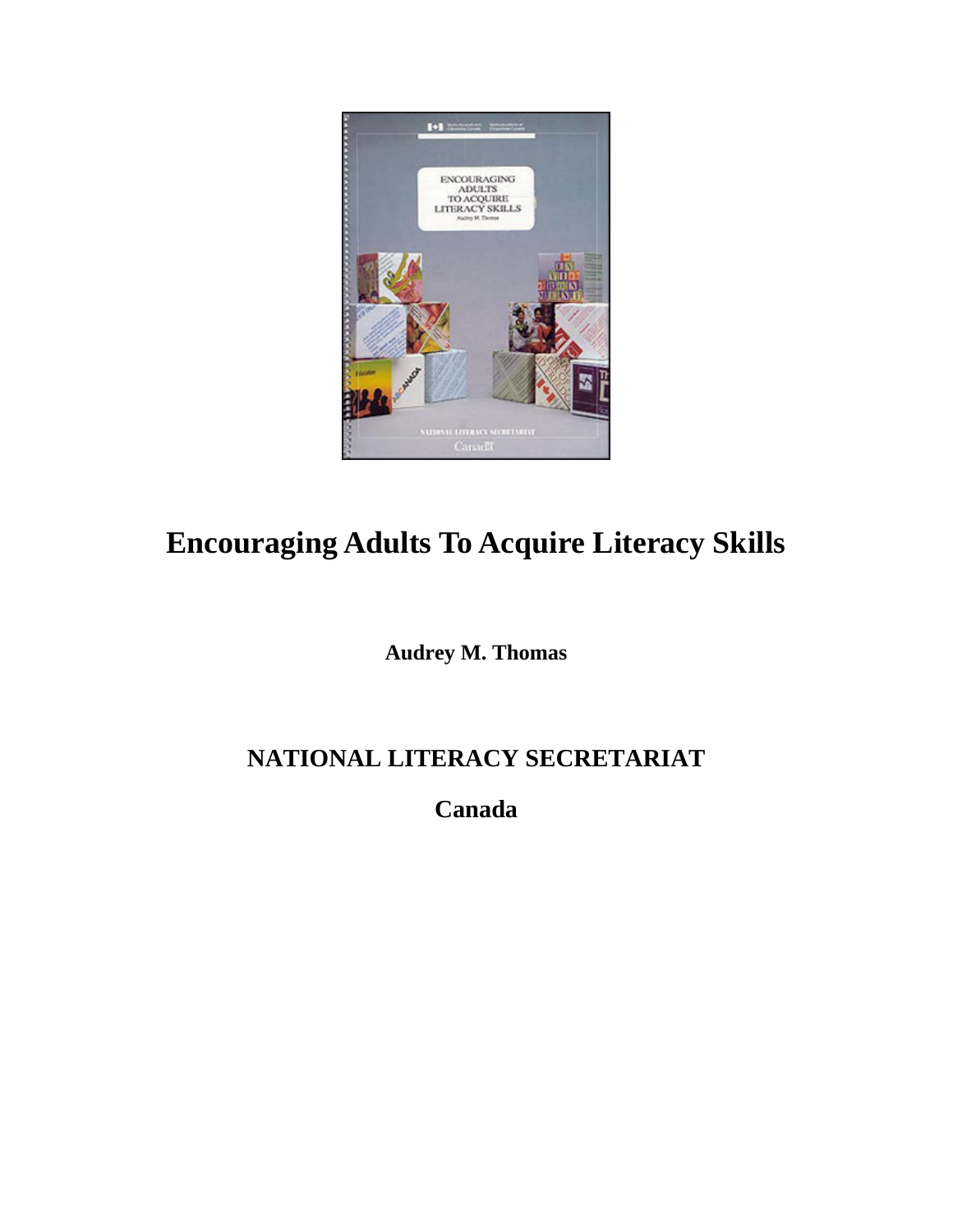# Encouraging Adults To Acquire Literacy Skills

**Audrey M. Thomas**

**NATIONAL LITERACY SECRETARIAT**

**Canada**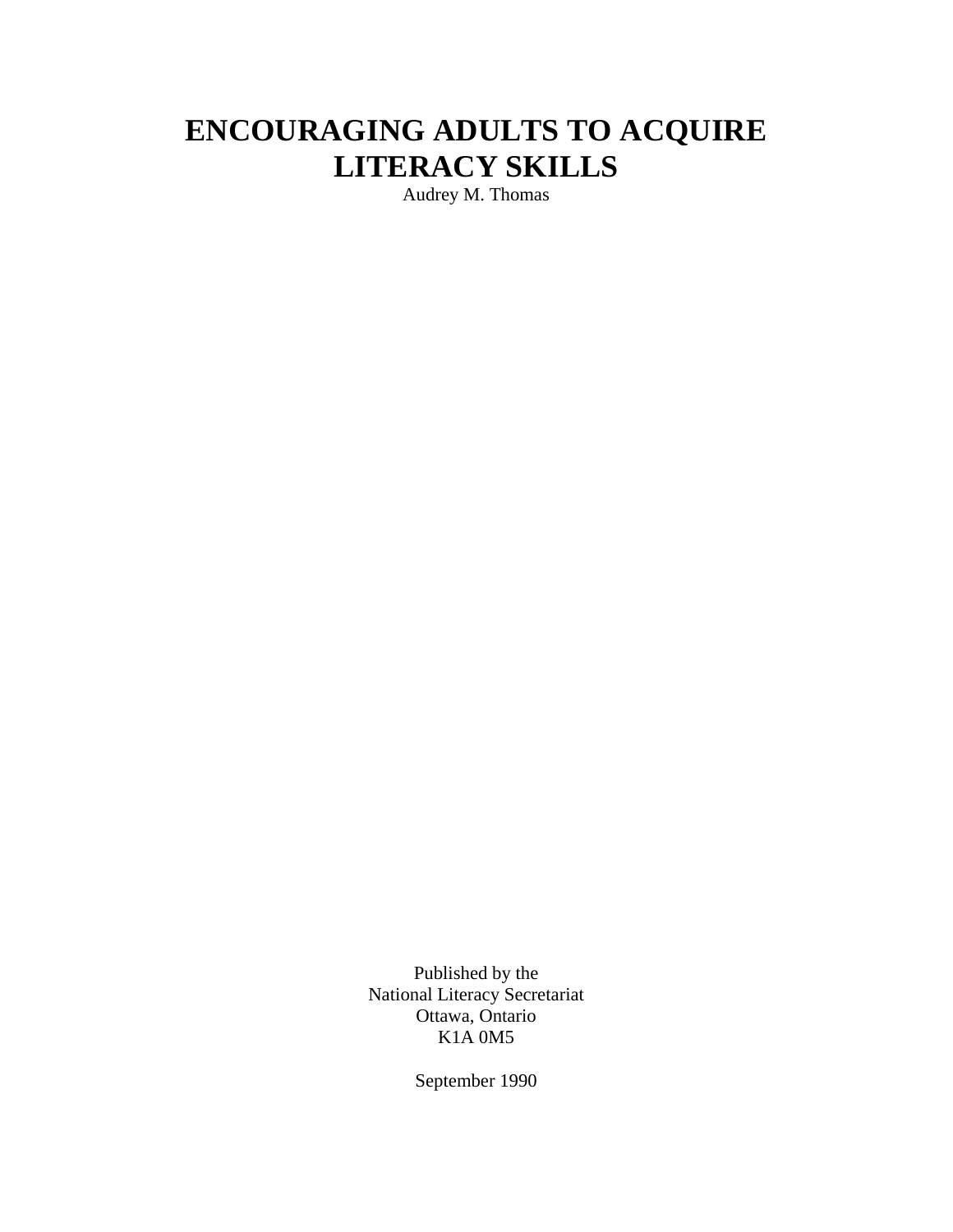# ENCOURAGING ADULTS TO ACQUIRE LITERACY SKILLS

Audrey M. Thomas

Published by the
National Literacy Secretariat
Ottawa, Ontario
K1A 0M5

September 1990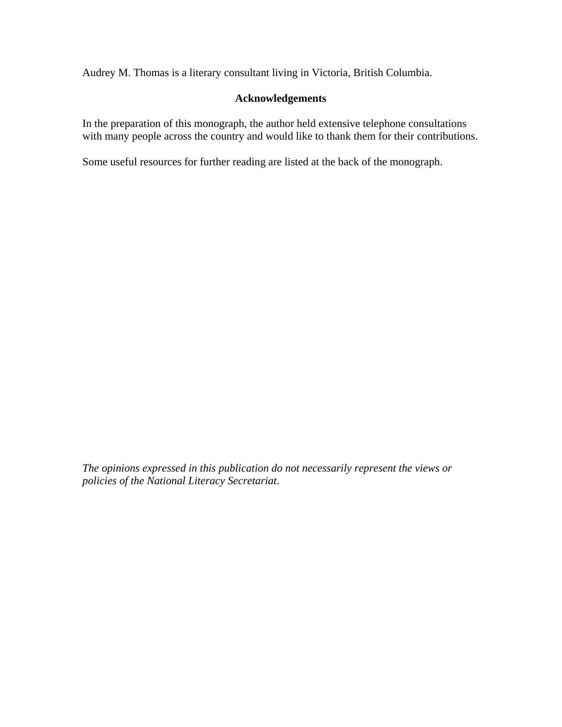Audrey M. Thomas is a literary consultant living in Victoria, British Columbia.

## Acknowledgements

In the preparation of this monograph, the author held extensive telephone consultations with many people across the country and would like to thank them for their contributions.

Some useful resources for further reading are listed at the back of the monograph.

*The opinions expressed in this publication do not necessarily represent the views or policies of the National Literacy Secretariat*.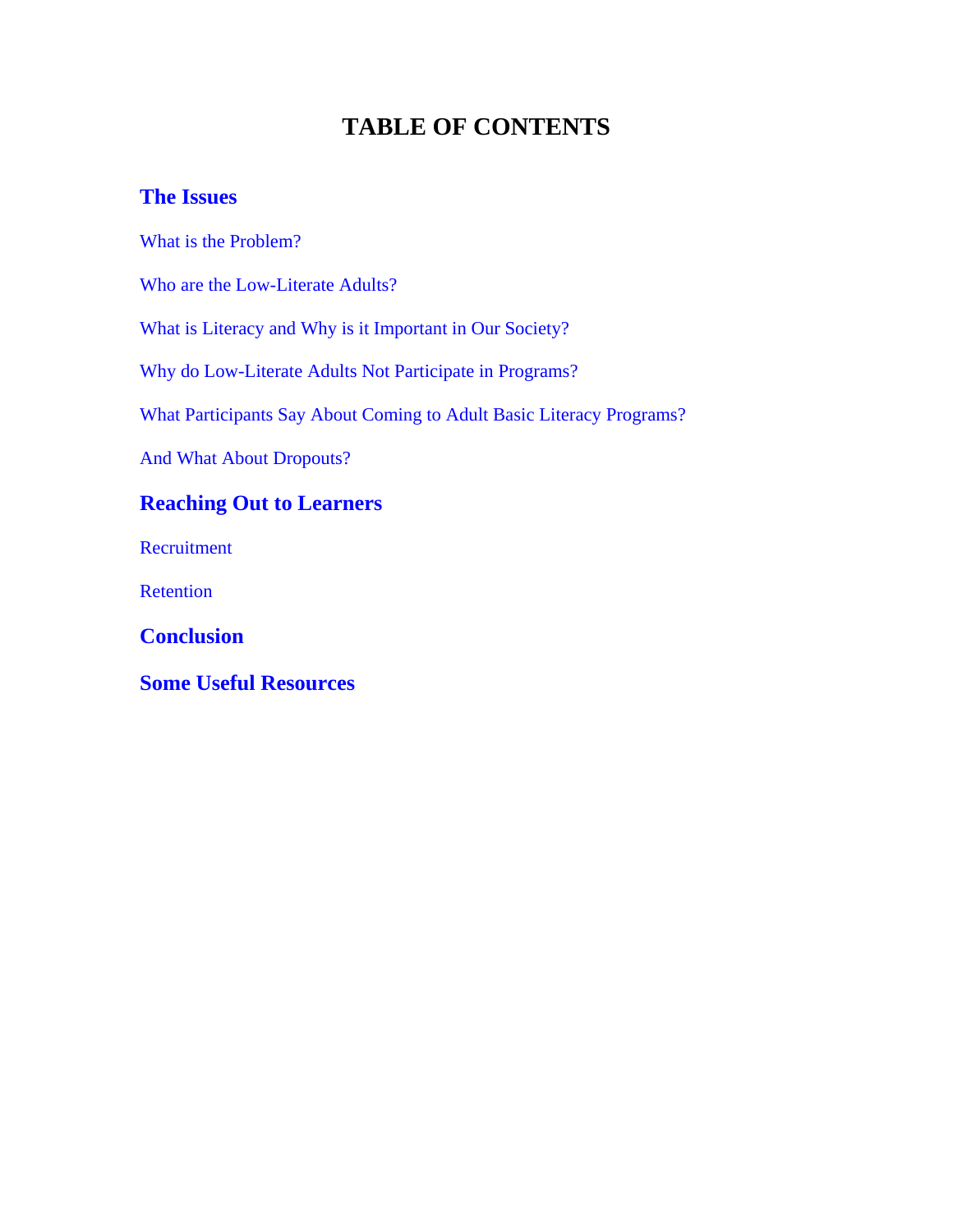# TABLE OF CONTENTS

**The Issues**

What is the Problem?

Who are the Low-Literate Adults?

What is Literacy and Why is it Important in Our Society?

Why do Low-Literate Adults Not Participate in Programs?

What Participants Say About Coming to Adult Basic Literacy Programs?

And What About Dropouts?

**Reaching Out to Learners**

Recruitment

Retention

**Conclusion**

**Some Useful Resources**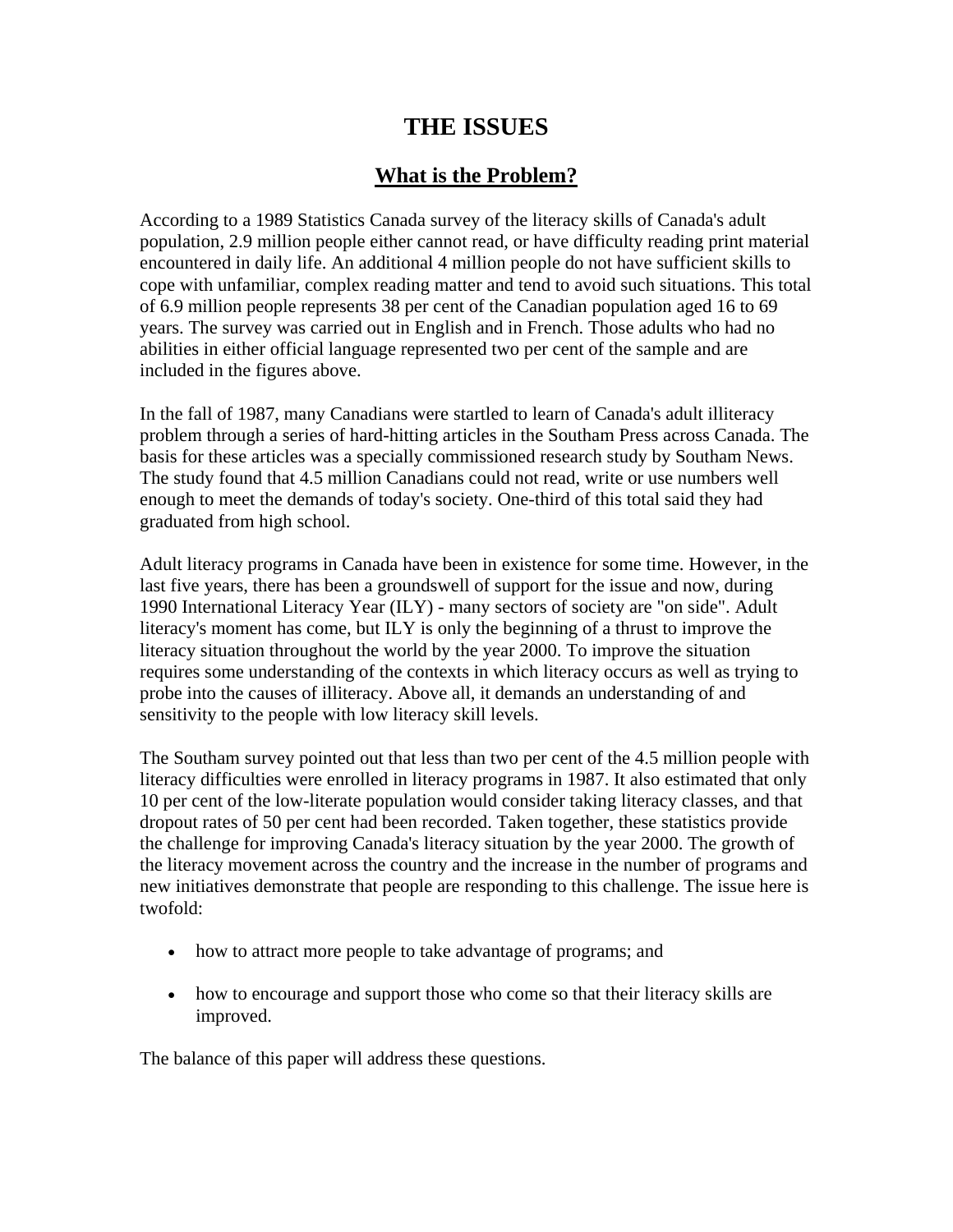# THE ISSUES

## What is the Problem?

According to a 1989 Statistics Canada survey of the literacy skills of Canada's adult population, 2.9 million people either cannot read, or have difficulty reading print material encountered in daily life. An additional 4 million people do not have sufficient skills to cope with unfamiliar, complex reading matter and tend to avoid such situations. This total of 6.9 million people represents 38 per cent of the Canadian population aged 16 to 69 years. The survey was carried out in English and in French. Those adults who had no abilities in either official language represented two per cent of the sample and are included in the figures above.

In the fall of 1987, many Canadians were startled to learn of Canada's adult illiteracy problem through a series of hard-hitting articles in the Southam Press across Canada. The basis for these articles was a specially commissioned research study by Southam News. The study found that 4.5 million Canadians could not read, write or use numbers well enough to meet the demands of today's society. One-third of this total said they had graduated from high school.

Adult literacy programs in Canada have been in existence for some time. However, in the last five years, there has been a groundswell of support for the issue and now, during 1990 International Literacy Year (ILY) - many sectors of society are "on side". Adult literacy's moment has come, but ILY is only the beginning of a thrust to improve the literacy situation throughout the world by the year 2000. To improve the situation requires some understanding of the contexts in which literacy occurs as well as trying to probe into the causes of illiteracy. Above all, it demands an understanding of and sensitivity to the people with low literacy skill levels.

The Southam survey pointed out that less than two per cent of the 4.5 million people with literacy difficulties were enrolled in literacy programs in 1987. It also estimated that only 10 per cent of the low-literate population would consider taking literacy classes, and that dropout rates of 50 per cent had been recorded. Taken together, these statistics provide the challenge for improving Canada's literacy situation by the year 2000. The growth of the literacy movement across the country and the increase in the number of programs and new initiatives demonstrate that people are responding to this challenge. The issue here is twofold:

- how to attract more people to take advantage of programs; and
- how to encourage and support those who come so that their literacy skills are improved.

The balance of this paper will address these questions.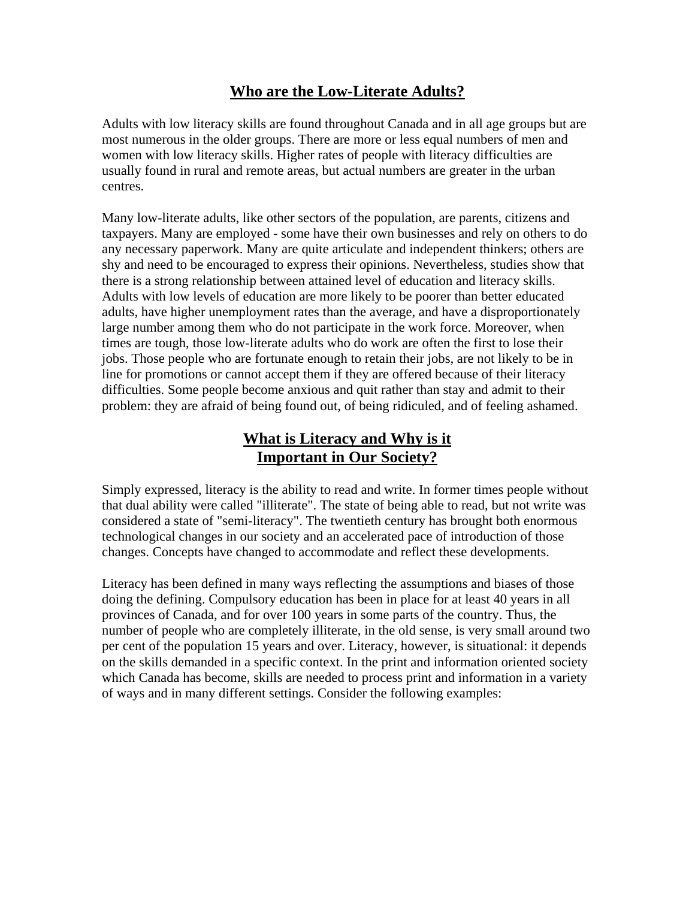## Who are the Low-Literate Adults?

Adults with low literacy skills are found throughout Canada and in all age groups but are most numerous in the older groups. There are more or less equal numbers of men and women with low literacy skills. Higher rates of people with literacy difficulties are usually found in rural and remote areas, but actual numbers are greater in the urban centres.

Many low-literate adults, like other sectors of the population, are parents, citizens and taxpayers. Many are employed - some have their own businesses and rely on others to do any necessary paperwork. Many are quite articulate and independent thinkers; others are shy and need to be encouraged to express their opinions. Nevertheless, studies show that there is a strong relationship between attained level of education and literacy skills. Adults with low levels of education are more likely to be poorer than better educated adults, have higher unemployment rates than the average, and have a disproportionately large number among them who do not participate in the work force. Moreover, when times are tough, those low-literate adults who do work are often the first to lose their jobs. Those people who are fortunate enough to retain their jobs, are not likely to be in line for promotions or cannot accept them if they are offered because of their literacy difficulties. Some people become anxious and quit rather than stay and admit to their problem: they are afraid of being found out, of being ridiculed, and of feeling ashamed.

## What is Literacy and Why is it Important in Our Society?

Simply expressed, literacy is the ability to read and write. In former times people without that dual ability were called "illiterate". The state of being able to read, but not write was considered a state of "semi-literacy". The twentieth century has brought both enormous technological changes in our society and an accelerated pace of introduction of those changes. Concepts have changed to accommodate and reflect these developments.

Literacy has been defined in many ways reflecting the assumptions and biases of those doing the defining. Compulsory education has been in place for at least 40 years in all provinces of Canada, and for over 100 years in some parts of the country. Thus, the number of people who are completely illiterate, in the old sense, is very small around two per cent of the population 15 years and over. Literacy, however, is situational: it depends on the skills demanded in a specific context. In the print and information oriented society which Canada has become, skills are needed to process print and information in a variety of ways and in many different settings. Consider the following examples: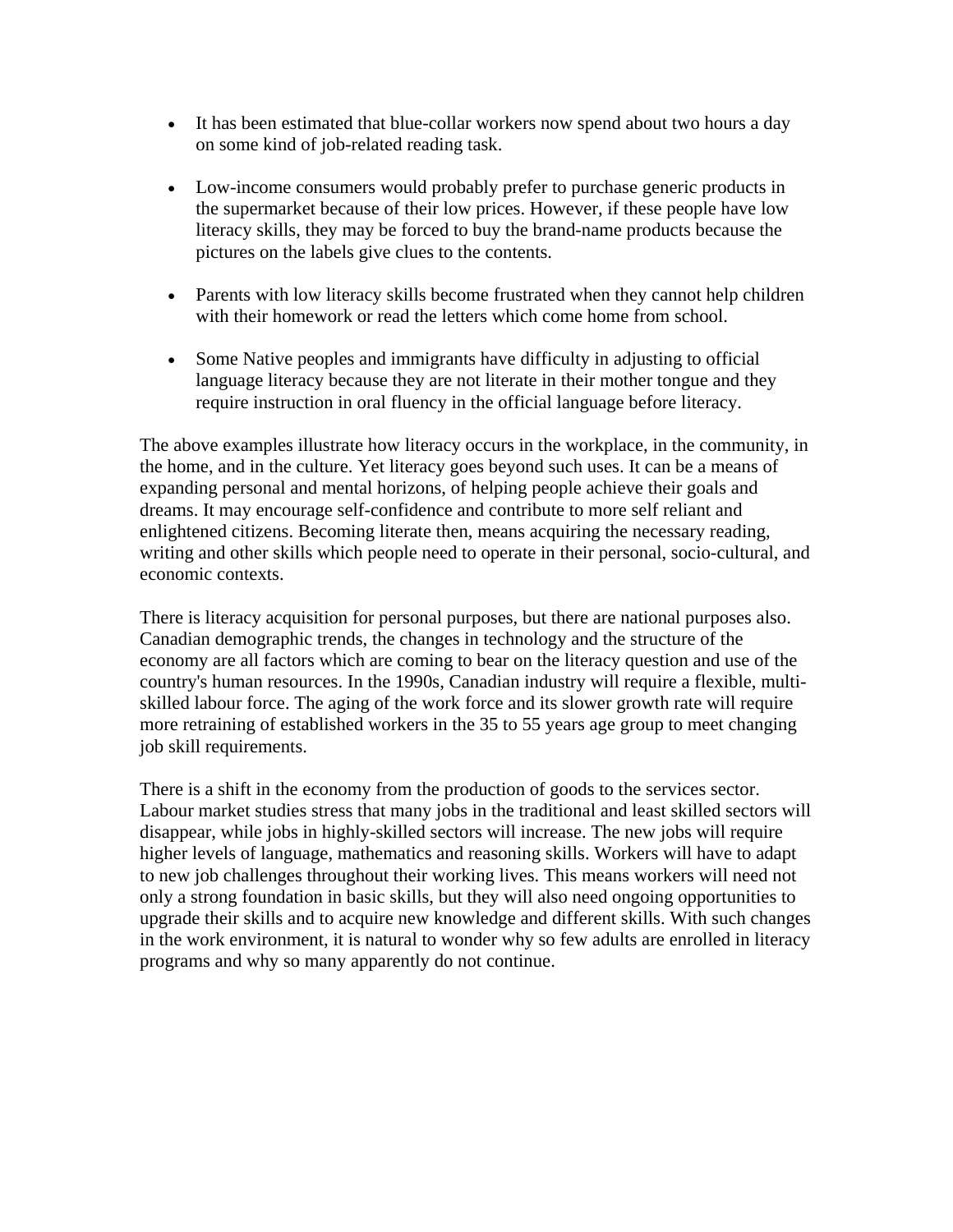- It has been estimated that blue-collar workers now spend about two hours a day on some kind of job-related reading task.

- Low-income consumers would probably prefer to purchase generic products in the supermarket because of their low prices. However, if these people have low literacy skills, they may be forced to buy the brand-name products because the pictures on the labels give clues to the contents.

- Parents with low literacy skills become frustrated when they cannot help children with their homework or read the letters which come home from school.

- Some Native peoples and immigrants have difficulty in adjusting to official language literacy because they are not literate in their mother tongue and they require instruction in oral fluency in the official language before literacy.

The above examples illustrate how literacy occurs in the workplace, in the community, in the home, and in the culture. Yet literacy goes beyond such uses. It can be a means of expanding personal and mental horizons, of helping people achieve their goals and dreams. It may encourage self-confidence and contribute to more self reliant and enlightened citizens. Becoming literate then, means acquiring the necessary reading, writing and other skills which people need to operate in their personal, socio-cultural, and economic contexts.

There is literacy acquisition for personal purposes, but there are national purposes also. Canadian demographic trends, the changes in technology and the structure of the economy are all factors which are coming to bear on the literacy question and use of the country's human resources. In the 1990s, Canadian industry will require a flexible, multi-skilled labour force. The aging of the work force and its slower growth rate will require more retraining of established workers in the 35 to 55 years age group to meet changing job skill requirements.

There is a shift in the economy from the production of goods to the services sector. Labour market studies stress that many jobs in the traditional and least skilled sectors will disappear, while jobs in highly-skilled sectors will increase. The new jobs will require higher levels of language, mathematics and reasoning skills. Workers will have to adapt to new job challenges throughout their working lives. This means workers will need not only a strong foundation in basic skills, but they will also need ongoing opportunities to upgrade their skills and to acquire new knowledge and different skills. With such changes in the work environment, it is natural to wonder why so few adults are enrolled in literacy programs and why so many apparently do not continue.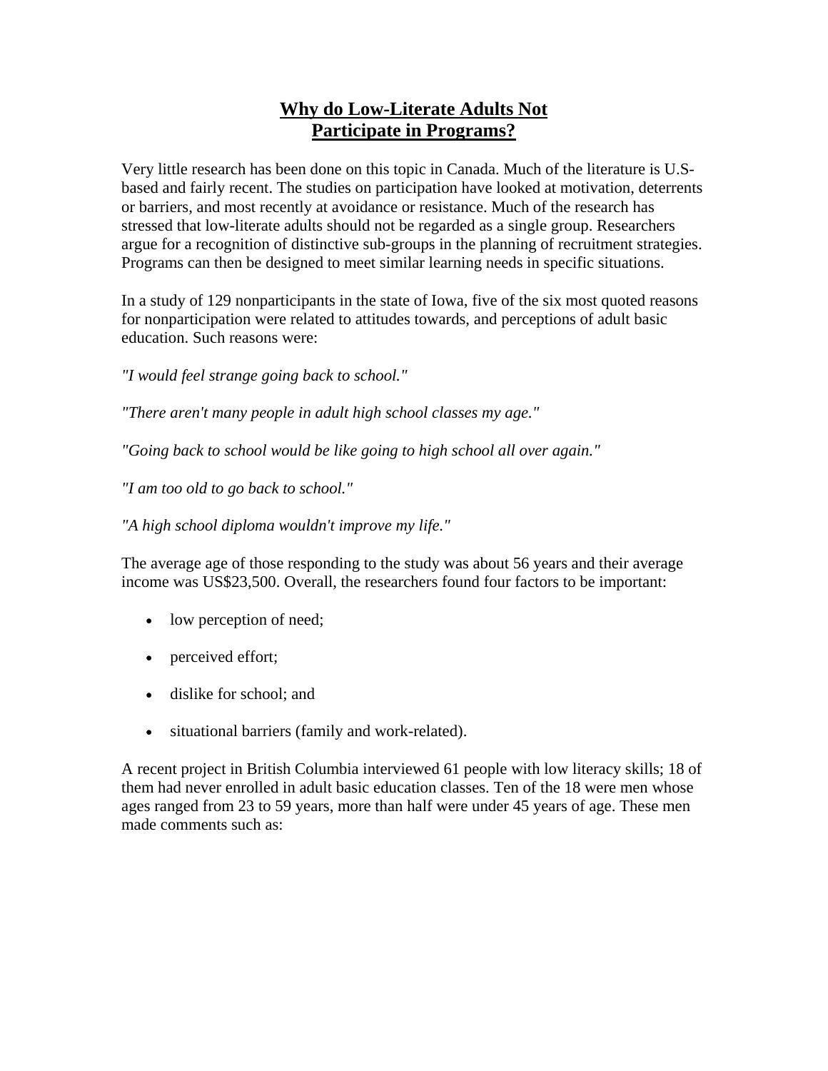# Why do Low-Literate Adults Not Participate in Programs?

Very little research has been done on this topic in Canada. Much of the literature is U.S-based and fairly recent. The studies on participation have looked at motivation, deterrents or barriers, and most recently at avoidance or resistance. Much of the research has stressed that low-literate adults should not be regarded as a single group. Researchers argue for a recognition of distinctive sub-groups in the planning of recruitment strategies. Programs can then be designed to meet similar learning needs in specific situations.

In a study of 129 nonparticipants in the state of Iowa, five of the six most quoted reasons for nonparticipation were related to attitudes towards, and perceptions of adult basic education. Such reasons were:

*"I would feel strange going back to school."*

*"There aren't many people in adult high school classes my age."*

*"Going back to school would be like going to high school all over again."*

*"I am too old to go back to school."*

*"A high school diploma wouldn't improve my life."*

The average age of those responding to the study was about 56 years and their average income was US$23,500. Overall, the researchers found four factors to be important:

- low perception of need;
- perceived effort;
- dislike for school; and
- situational barriers (family and work-related).

A recent project in British Columbia interviewed 61 people with low literacy skills; 18 of them had never enrolled in adult basic education classes. Ten of the 18 were men whose ages ranged from 23 to 59 years, more than half were under 45 years of age. These men made comments such as: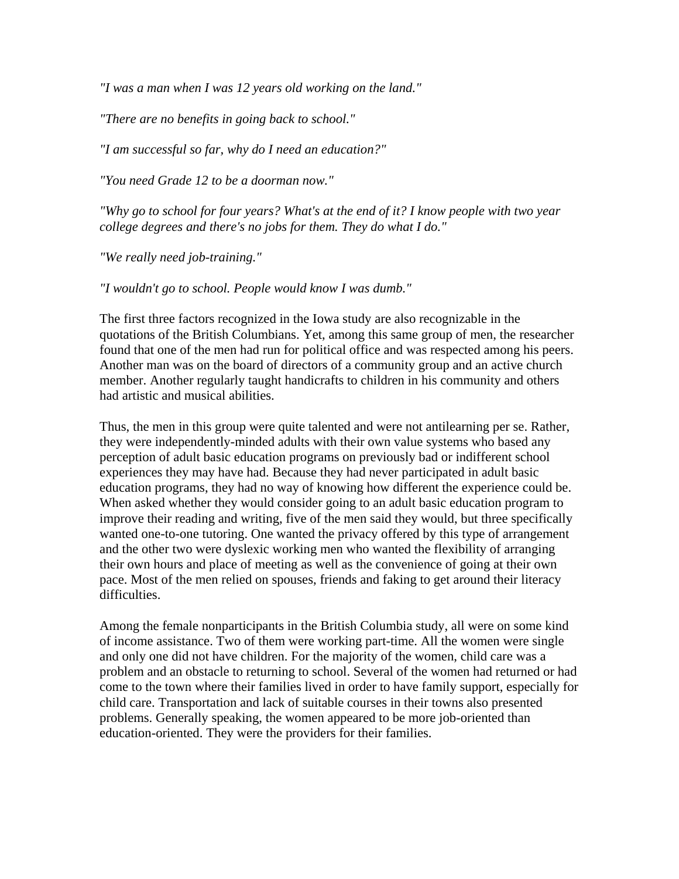*"I was a man when I was 12 years old working on the land."*

*"There are no benefits in going back to school."*

*"I am successful so far, why do I need an education?"*

*"You need Grade 12 to be a doorman now."*

*"Why go to school for four years? What's at the end of it? I know people with two year college degrees and there's no jobs for them. They do what I do."*

*"We really need job-training."*

*"I wouldn't go to school. People would know I was dumb."*

The first three factors recognized in the Iowa study are also recognizable in the quotations of the British Columbians. Yet, among this same group of men, the researcher found that one of the men had run for political office and was respected among his peers. Another man was on the board of directors of a community group and an active church member. Another regularly taught handicrafts to children in his community and others had artistic and musical abilities.

Thus, the men in this group were quite talented and were not antilearning per se. Rather, they were independently-minded adults with their own value systems who based any perception of adult basic education programs on previously bad or indifferent school experiences they may have had. Because they had never participated in adult basic education programs, they had no way of knowing how different the experience could be. When asked whether they would consider going to an adult basic education program to improve their reading and writing, five of the men said they would, but three specifically wanted one-to-one tutoring. One wanted the privacy offered by this type of arrangement and the other two were dyslexic working men who wanted the flexibility of arranging their own hours and place of meeting as well as the convenience of going at their own pace. Most of the men relied on spouses, friends and faking to get around their literacy difficulties.

Among the female nonparticipants in the British Columbia study, all were on some kind of income assistance. Two of them were working part-time. All the women were single and only one did not have children. For the majority of the women, child care was a problem and an obstacle to returning to school. Several of the women had returned or had come to the town where their families lived in order to have family support, especially for child care. Transportation and lack of suitable courses in their towns also presented problems. Generally speaking, the women appeared to be more job-oriented than education-oriented. They were the providers for their families.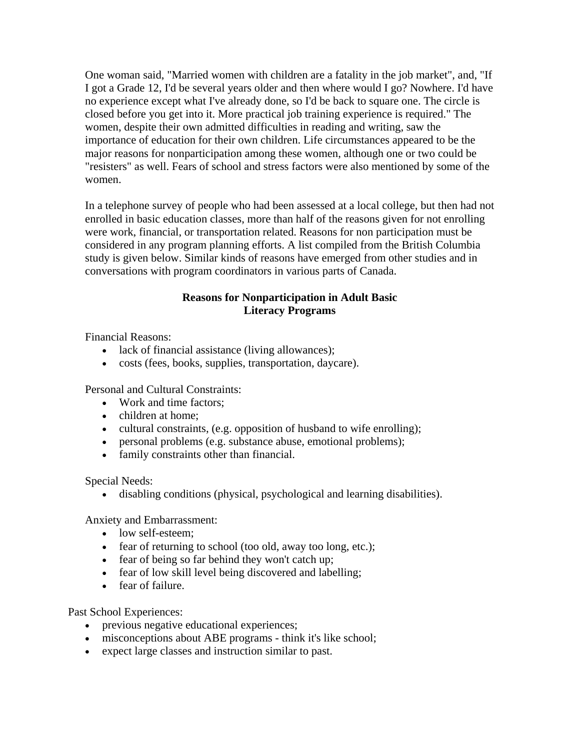One woman said, "Married women with children are a fatality in the job market", and, "If I got a Grade 12, I'd be several years older and then where would I go? Nowhere. I'd have no experience except what I've already done, so I'd be back to square one. The circle is closed before you get into it. More practical job training experience is required." The women, despite their own admitted difficulties in reading and writing, saw the importance of education for their own children. Life circumstances appeared to be the major reasons for nonparticipation among these women, although one or two could be "resisters" as well. Fears of school and stress factors were also mentioned by some of the women.

In a telephone survey of people who had been assessed at a local college, but then had not enrolled in basic education classes, more than half of the reasons given for not enrolling were work, financial, or transportation related. Reasons for non participation must be considered in any program planning efforts. A list compiled from the British Columbia study is given below. Similar kinds of reasons have emerged from other studies and in conversations with program coordinators in various parts of Canada.

**Reasons for Nonparticipation in Adult Basic Literacy Programs**

Financial Reasons:

- lack of financial assistance (living allowances);
- costs (fees, books, supplies, transportation, daycare).

Personal and Cultural Constraints:

- Work and time factors;
- children at home;
- cultural constraints, (e.g. opposition of husband to wife enrolling);
- personal problems (e.g. substance abuse, emotional problems);
- family constraints other than financial.

Special Needs:

- disabling conditions (physical, psychological and learning disabilities).

Anxiety and Embarrassment:

- low self-esteem;
- fear of returning to school (too old, away too long, etc.);
- fear of being so far behind they won't catch up;
- fear of low skill level being discovered and labelling;
- fear of failure.

Past School Experiences:

- previous negative educational experiences;
- misconceptions about ABE programs - think it's like school;
- expect large classes and instruction similar to past.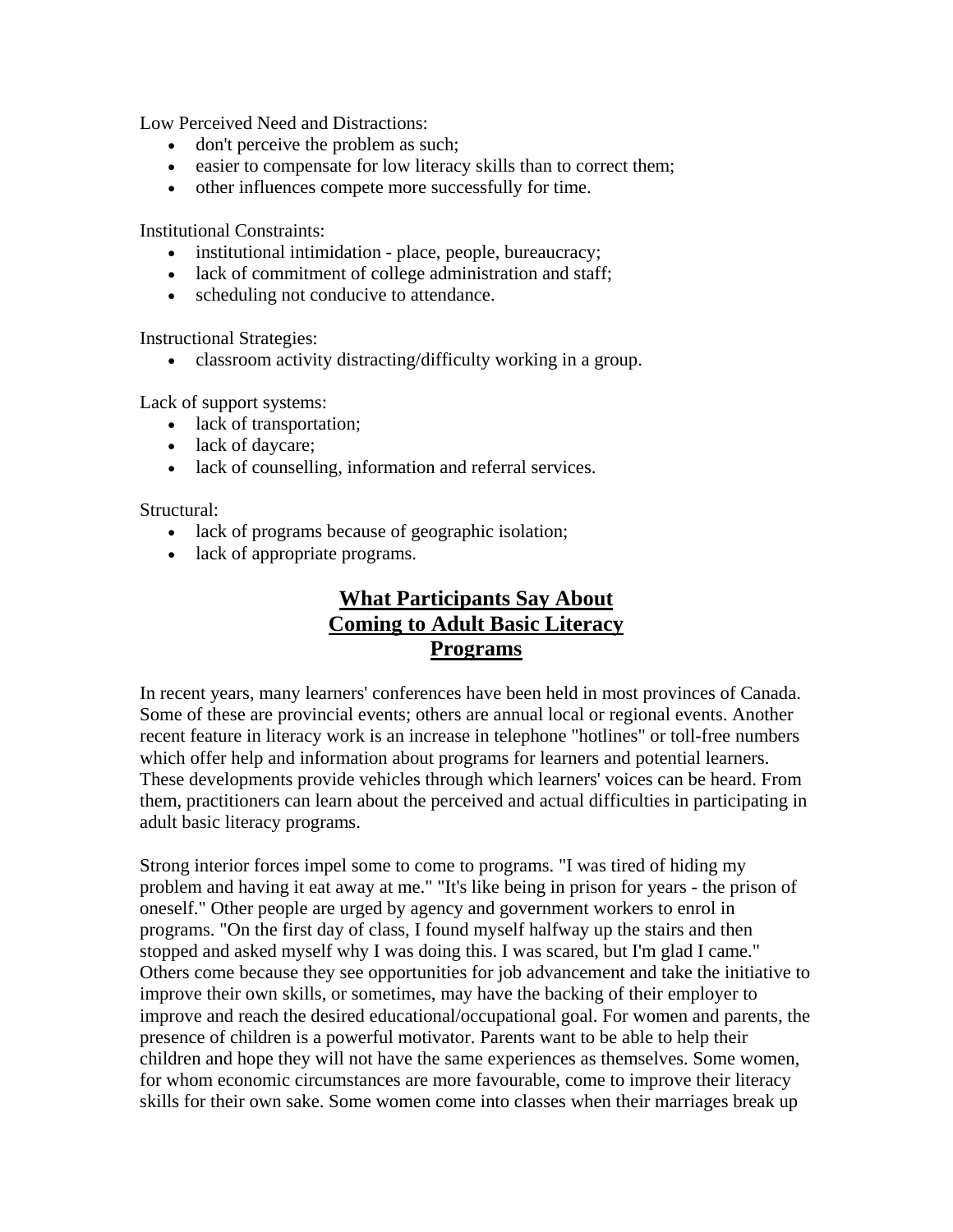Low Perceived Need and Distractions:

- don't perceive the problem as such;
- easier to compensate for low literacy skills than to correct them;
- other influences compete more successfully for time.

Institutional Constraints:

- institutional intimidation - place, people, bureaucracy;
- lack of commitment of college administration and staff;
- scheduling not conducive to attendance.

Instructional Strategies:

- classroom activity distracting/difficulty working in a group.

Lack of support systems:

- lack of transportation;
- lack of daycare;
- lack of counselling, information and referral services.

Structural:

- lack of programs because of geographic isolation;
- lack of appropriate programs.

## **What Participants Say About Coming to Adult Basic Literacy Programs**

In recent years, many learners' conferences have been held in most provinces of Canada. Some of these are provincial events; others are annual local or regional events. Another recent feature in literacy work is an increase in telephone "hotlines" or toll-free numbers which offer help and information about programs for learners and potential learners. These developments provide vehicles through which learners' voices can be heard. From them, practitioners can learn about the perceived and actual difficulties in participating in adult basic literacy programs.

Strong interior forces impel some to come to programs. "I was tired of hiding my problem and having it eat away at me." "It's like being in prison for years - the prison of oneself." Other people are urged by agency and government workers to enrol in programs. "On the first day of class, I found myself halfway up the stairs and then stopped and asked myself why I was doing this. I was scared, but I'm glad I came." Others come because they see opportunities for job advancement and take the initiative to improve their own skills, or sometimes, may have the backing of their employer to improve and reach the desired educational/occupational goal. For women and parents, the presence of children is a powerful motivator. Parents want to be able to help their children and hope they will not have the same experiences as themselves. Some women, for whom economic circumstances are more favourable, come to improve their literacy skills for their own sake. Some women come into classes when their marriages break up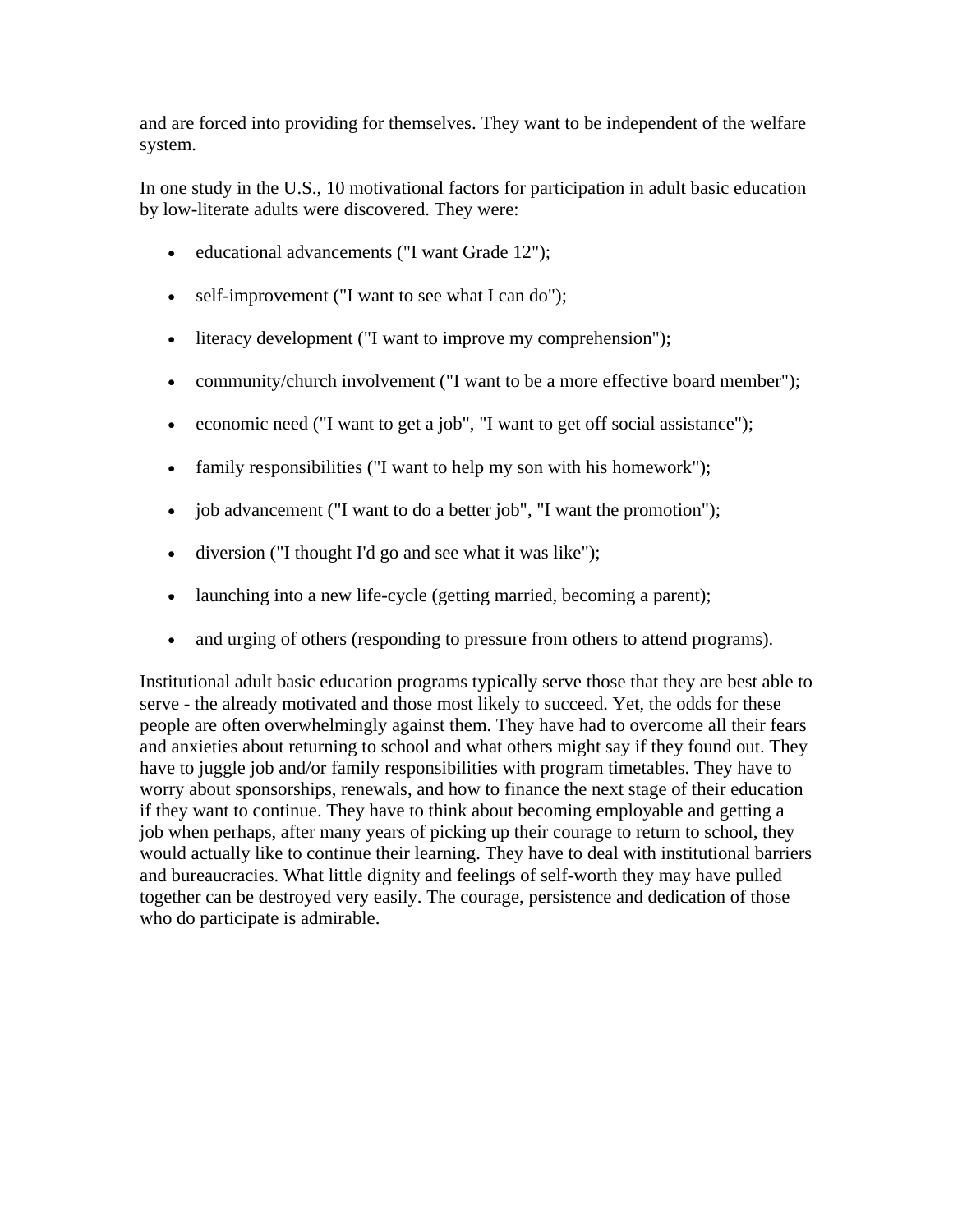and are forced into providing for themselves. They want to be independent of the welfare system.

In one study in the U.S., 10 motivational factors for participation in adult basic education by low-literate adults were discovered. They were:

- educational advancements ("I want Grade 12");
- self-improvement ("I want to see what I can do");
- literacy development ("I want to improve my comprehension");
- community/church involvement ("I want to be a more effective board member");
- economic need ("I want to get a job", "I want to get off social assistance");
- family responsibilities ("I want to help my son with his homework");
- job advancement ("I want to do a better job", "I want the promotion");
- diversion ("I thought I'd go and see what it was like");
- launching into a new life-cycle (getting married, becoming a parent);
- and urging of others (responding to pressure from others to attend programs).

Institutional adult basic education programs typically serve those that they are best able to serve - the already motivated and those most likely to succeed. Yet, the odds for these people are often overwhelmingly against them. They have had to overcome all their fears and anxieties about returning to school and what others might say if they found out. They have to juggle job and/or family responsibilities with program timetables. They have to worry about sponsorships, renewals, and how to finance the next stage of their education if they want to continue. They have to think about becoming employable and getting a job when perhaps, after many years of picking up their courage to return to school, they would actually like to continue their learning. They have to deal with institutional barriers and bureaucracies. What little dignity and feelings of self-worth they may have pulled together can be destroyed very easily. The courage, persistence and dedication of those who do participate is admirable.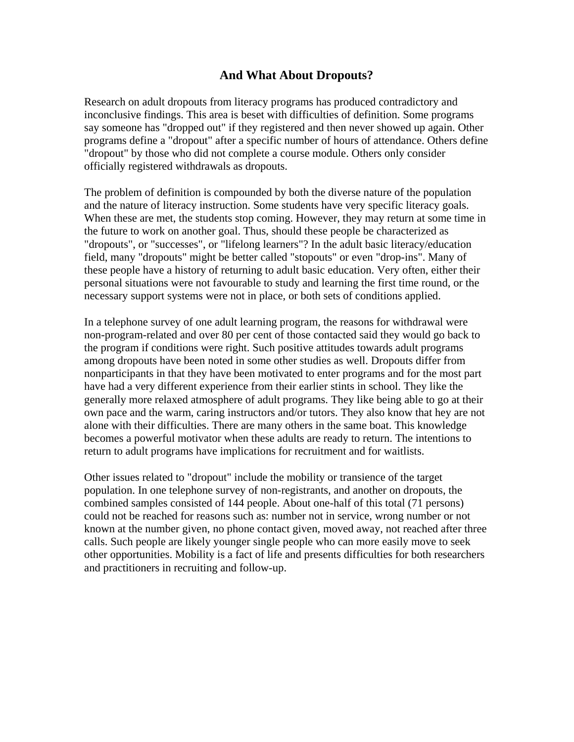## And What About Dropouts?

Research on adult dropouts from literacy programs has produced contradictory and inconclusive findings. This area is beset with difficulties of definition. Some programs say someone has "dropped out" if they registered and then never showed up again. Other programs define a "dropout" after a specific number of hours of attendance. Others define "dropout" by those who did not complete a course module. Others only consider officially registered withdrawals as dropouts.

The problem of definition is compounded by both the diverse nature of the population and the nature of literacy instruction. Some students have very specific literacy goals. When these are met, the students stop coming. However, they may return at some time in the future to work on another goal. Thus, should these people be characterized as "dropouts", or "successes", or "lifelong learners"? In the adult basic literacy/education field, many "dropouts" might be better called "stopouts" or even "drop-ins". Many of these people have a history of returning to adult basic education. Very often, either their personal situations were not favourable to study and learning the first time round, or the necessary support systems were not in place, or both sets of conditions applied.

In a telephone survey of one adult learning program, the reasons for withdrawal were non-program-related and over 80 per cent of those contacted said they would go back to the program if conditions were right. Such positive attitudes towards adult programs among dropouts have been noted in some other studies as well. Dropouts differ from nonparticipants in that they have been motivated to enter programs and for the most part have had a very different experience from their earlier stints in school. They like the generally more relaxed atmosphere of adult programs. They like being able to go at their own pace and the warm, caring instructors and/or tutors. They also know that hey are not alone with their difficulties. There are many others in the same boat. This knowledge becomes a powerful motivator when these adults are ready to return. The intentions to return to adult programs have implications for recruitment and for waitlists.

Other issues related to "dropout" include the mobility or transience of the target population. In one telephone survey of non-registrants, and another on dropouts, the combined samples consisted of 144 people. About one-half of this total (71 persons) could not be reached for reasons such as: number not in service, wrong number or not known at the number given, no phone contact given, moved away, not reached after three calls. Such people are likely younger single people who can more easily move to seek other opportunities. Mobility is a fact of life and presents difficulties for both researchers and practitioners in recruiting and follow-up.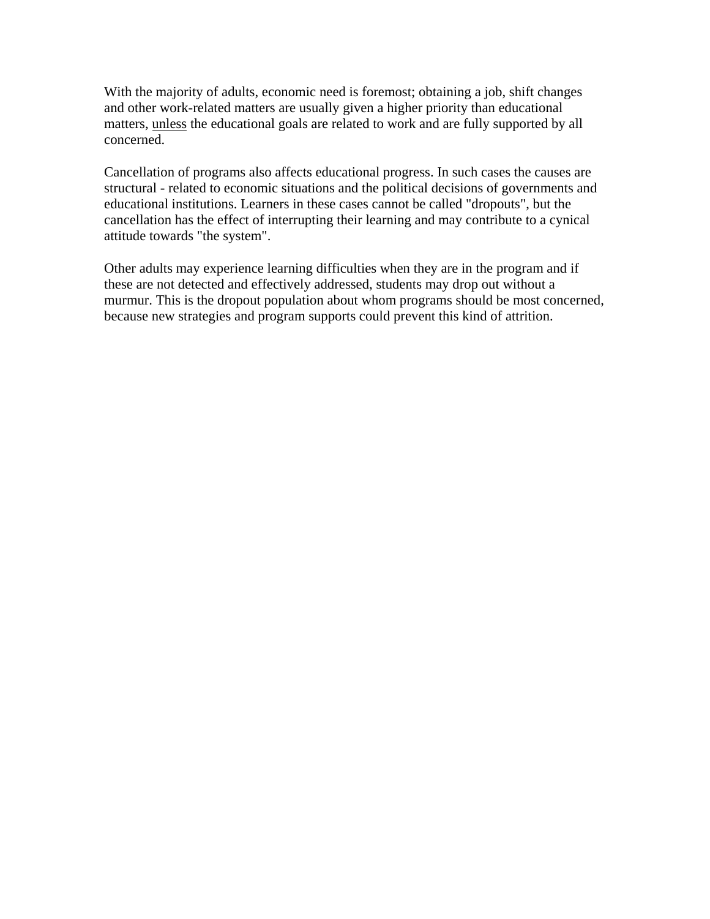With the majority of adults, economic need is foremost; obtaining a job, shift changes and other work-related matters are usually given a higher priority than educational matters, <u>unless</u> the educational goals are related to work and are fully supported by all concerned.

Cancellation of programs also affects educational progress. In such cases the causes are structural - related to economic situations and the political decisions of governments and educational institutions. Learners in these cases cannot be called "dropouts", but the cancellation has the effect of interrupting their learning and may contribute to a cynical attitude towards "the system".

Other adults may experience learning difficulties when they are in the program and if these are not detected and effectively addressed, students may drop out without a murmur. This is the dropout population about whom programs should be most concerned, because new strategies and program supports could prevent this kind of attrition.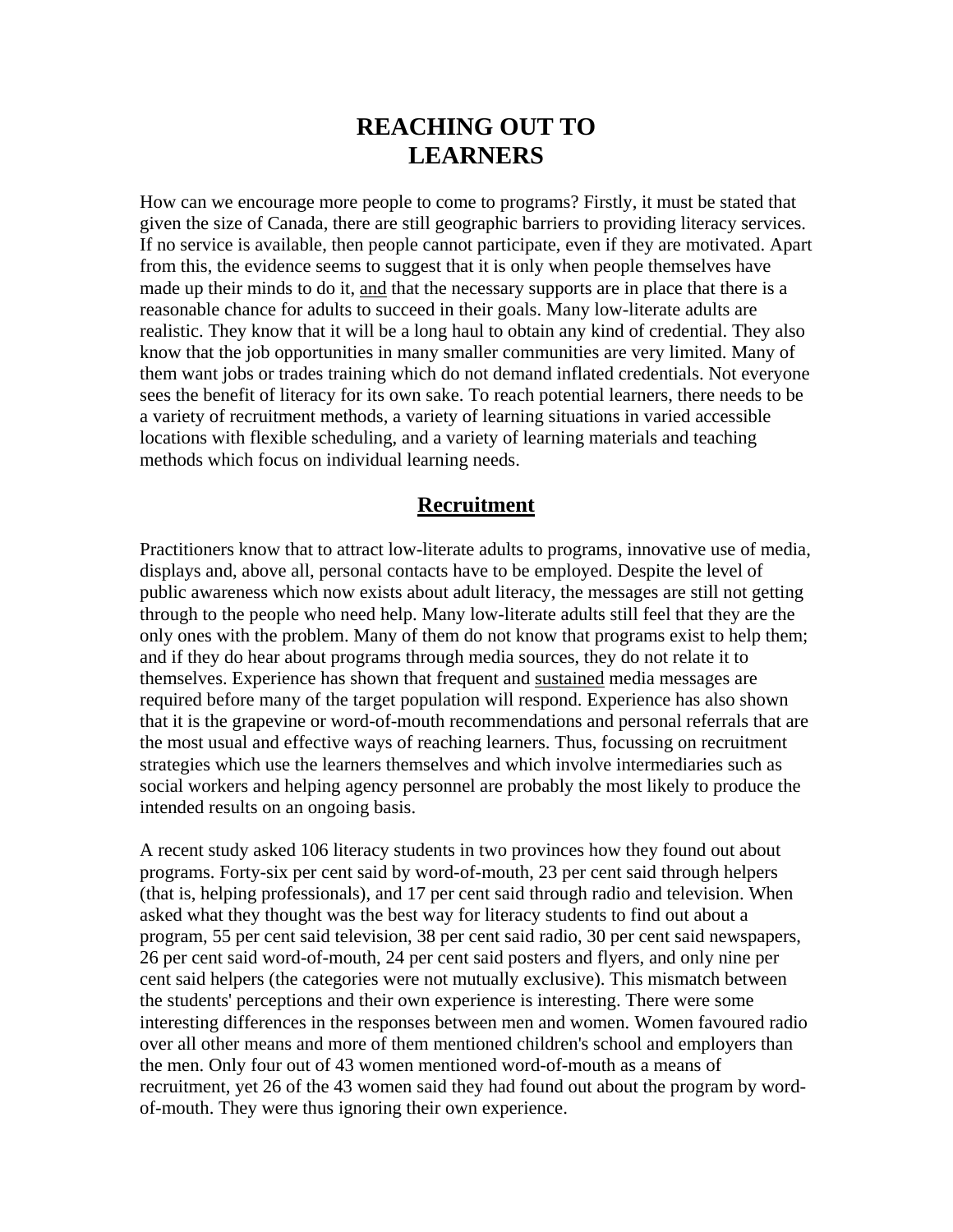# REACHING OUT TO LEARNERS

How can we encourage more people to come to programs? Firstly, it must be stated that given the size of Canada, there are still geographic barriers to providing literacy services. If no service is available, then people cannot participate, even if they are motivated. Apart from this, the evidence seems to suggest that it is only when people themselves have made up their minds to do it, <u>and</u> that the necessary supports are in place that there is a reasonable chance for adults to succeed in their goals. Many low-literate adults are realistic. They know that it will be a long haul to obtain any kind of credential. They also know that the job opportunities in many smaller communities are very limited. Many of them want jobs or trades training which do not demand inflated credentials. Not everyone sees the benefit of literacy for its own sake. To reach potential learners, there needs to be a variety of recruitment methods, a variety of learning situations in varied accessible locations with flexible scheduling, and a variety of learning materials and teaching methods which focus on individual learning needs.

## Recruitment

Practitioners know that to attract low-literate adults to programs, innovative use of media, displays and, above all, personal contacts have to be employed. Despite the level of public awareness which now exists about adult literacy, the messages are still not getting through to the people who need help. Many low-literate adults still feel that they are the only ones with the problem. Many of them do not know that programs exist to help them; and if they do hear about programs through media sources, they do not relate it to themselves. Experience has shown that frequent and <u>sustained</u> media messages are required before many of the target population will respond. Experience has also shown that it is the grapevine or word-of-mouth recommendations and personal referrals that are the most usual and effective ways of reaching learners. Thus, focussing on recruitment strategies which use the learners themselves and which involve intermediaries such as social workers and helping agency personnel are probably the most likely to produce the intended results on an ongoing basis.

A recent study asked 106 literacy students in two provinces how they found out about programs. Forty-six per cent said by word-of-mouth, 23 per cent said through helpers (that is, helping professionals), and 17 per cent said through radio and television. When asked what they thought was the best way for literacy students to find out about a program, 55 per cent said television, 38 per cent said radio, 30 per cent said newspapers, 26 per cent said word-of-mouth, 24 per cent said posters and flyers, and only nine per cent said helpers (the categories were not mutually exclusive). This mismatch between the students' perceptions and their own experience is interesting. There were some interesting differences in the responses between men and women. Women favoured radio over all other means and more of them mentioned children's school and employers than the men. Only four out of 43 women mentioned word-of-mouth as a means of recruitment, yet 26 of the 43 women said they had found out about the program by word-of-mouth. They were thus ignoring their own experience.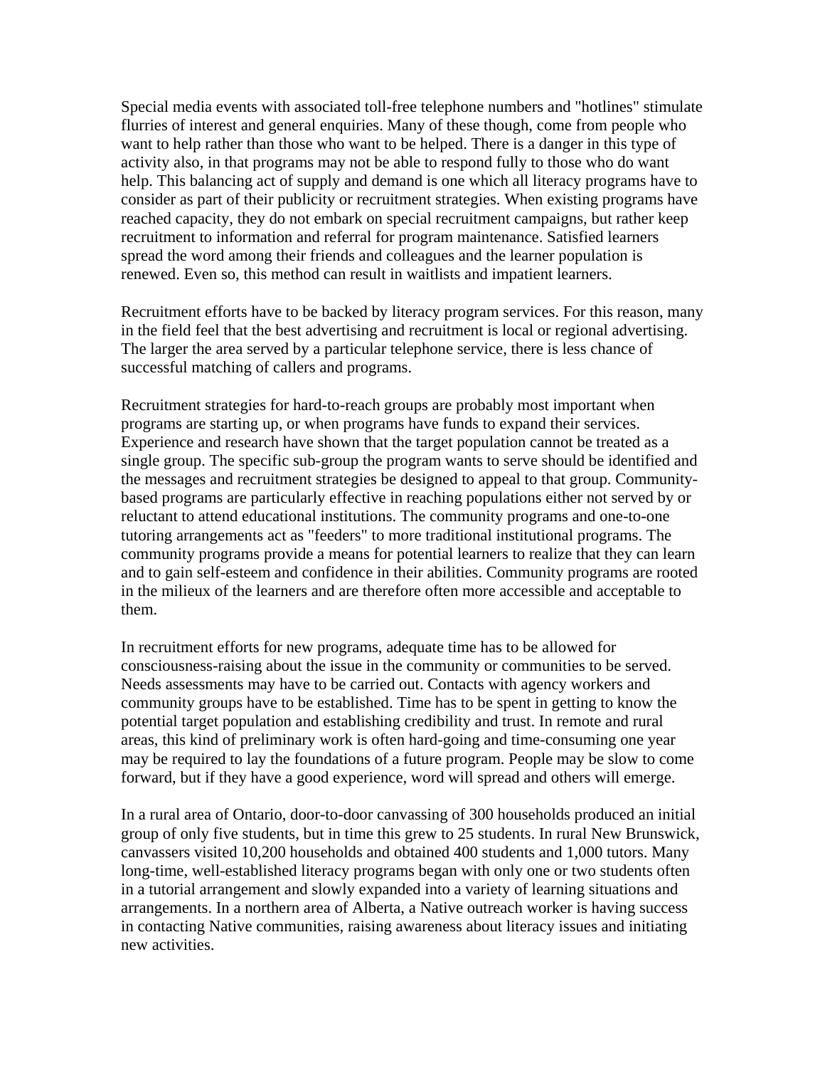Special media events with associated toll-free telephone numbers and "hotlines" stimulate flurries of interest and general enquiries. Many of these though, come from people who want to help rather than those who want to be helped. There is a danger in this type of activity also, in that programs may not be able to respond fully to those who do want help. This balancing act of supply and demand is one which all literacy programs have to consider as part of their publicity or recruitment strategies. When existing programs have reached capacity, they do not embark on special recruitment campaigns, but rather keep recruitment to information and referral for program maintenance. Satisfied learners spread the word among their friends and colleagues and the learner population is renewed. Even so, this method can result in waitlists and impatient learners.

Recruitment efforts have to be backed by literacy program services. For this reason, many in the field feel that the best advertising and recruitment is local or regional advertising. The larger the area served by a particular telephone service, there is less chance of successful matching of callers and programs.

Recruitment strategies for hard-to-reach groups are probably most important when programs are starting up, or when programs have funds to expand their services. Experience and research have shown that the target population cannot be treated as a single group. The specific sub-group the program wants to serve should be identified and the messages and recruitment strategies be designed to appeal to that group. Community-based programs are particularly effective in reaching populations either not served by or reluctant to attend educational institutions. The community programs and one-to-one tutoring arrangements act as "feeders" to more traditional institutional programs. The community programs provide a means for potential learners to realize that they can learn and to gain self-esteem and confidence in their abilities. Community programs are rooted in the milieux of the learners and are therefore often more accessible and acceptable to them.

In recruitment efforts for new programs, adequate time has to be allowed for consciousness-raising about the issue in the community or communities to be served. Needs assessments may have to be carried out. Contacts with agency workers and community groups have to be established. Time has to be spent in getting to know the potential target population and establishing credibility and trust. In remote and rural areas, this kind of preliminary work is often hard-going and time-consuming one year may be required to lay the foundations of a future program. People may be slow to come forward, but if they have a good experience, word will spread and others will emerge.

In a rural area of Ontario, door-to-door canvassing of 300 households produced an initial group of only five students, but in time this grew to 25 students. In rural New Brunswick, canvassers visited 10,200 households and obtained 400 students and 1,000 tutors. Many long-time, well-established literacy programs began with only one or two students often in a tutorial arrangement and slowly expanded into a variety of learning situations and arrangements. In a northern area of Alberta, a Native outreach worker is having success in contacting Native communities, raising awareness about literacy issues and initiating new activities.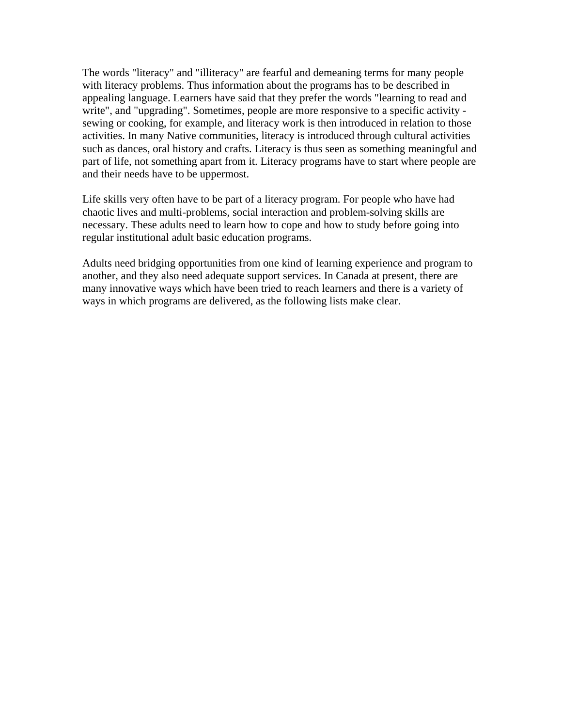The words "literacy" and "illiteracy" are fearful and demeaning terms for many people with literacy problems. Thus information about the programs has to be described in appealing language. Learners have said that they prefer the words "learning to read and write", and "upgrading". Sometimes, people are more responsive to a specific activity - sewing or cooking, for example, and literacy work is then introduced in relation to those activities. In many Native communities, literacy is introduced through cultural activities such as dances, oral history and crafts. Literacy is thus seen as something meaningful and part of life, not something apart from it. Literacy programs have to start where people are and their needs have to be uppermost.

Life skills very often have to be part of a literacy program. For people who have had chaotic lives and multi-problems, social interaction and problem-solving skills are necessary. These adults need to learn how to cope and how to study before going into regular institutional adult basic education programs.

Adults need bridging opportunities from one kind of learning experience and program to another, and they also need adequate support services. In Canada at present, there are many innovative ways which have been tried to reach learners and there is a variety of ways in which programs are delivered, as the following lists make clear.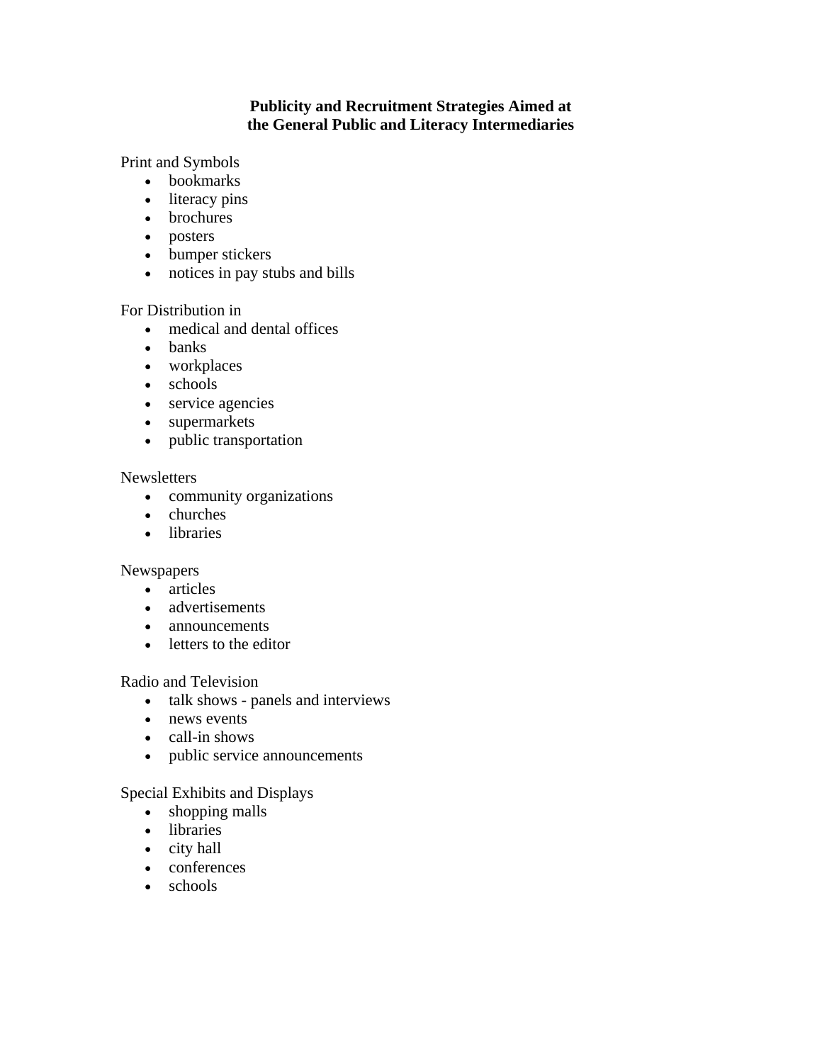## Publicity and Recruitment Strategies Aimed at the General Public and Literacy Intermediaries

Print and Symbols

- bookmarks
- literacy pins
- brochures
- posters
- bumper stickers
- notices in pay stubs and bills

For Distribution in

- medical and dental offices
- banks
- workplaces
- schools
- service agencies
- supermarkets
- public transportation

Newsletters

- community organizations
- churches
- libraries

Newspapers

- articles
- advertisements
- announcements
- letters to the editor

Radio and Television

- talk shows - panels and interviews
- news events
- call-in shows
- public service announcements

Special Exhibits and Displays

- shopping malls
- libraries
- city hall
- conferences
- schools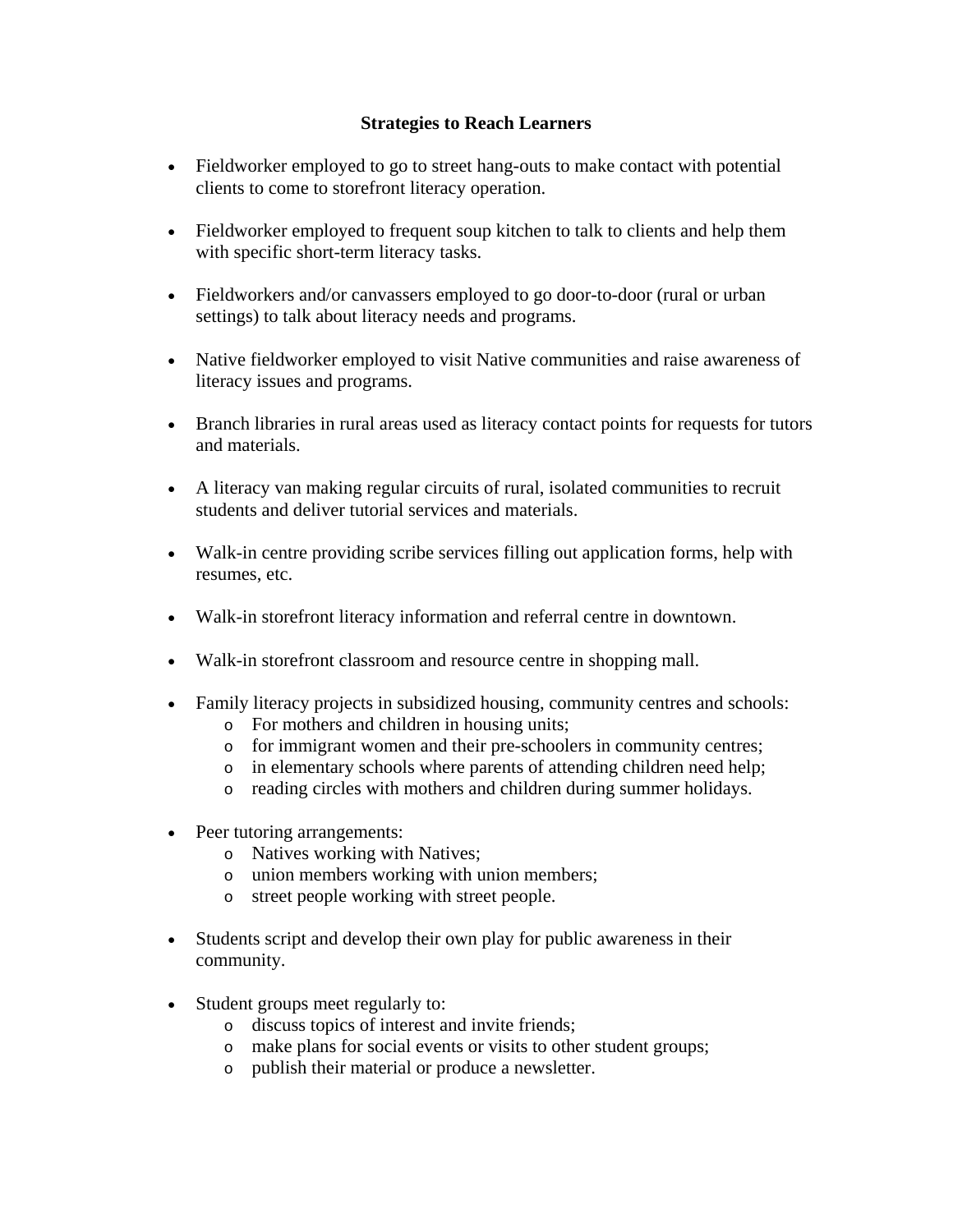## Strategies to Reach Learners

- Fieldworker employed to go to street hang-outs to make contact with potential clients to come to storefront literacy operation.
- Fieldworker employed to frequent soup kitchen to talk to clients and help them with specific short-term literacy tasks.
- Fieldworkers and/or canvassers employed to go door-to-door (rural or urban settings) to talk about literacy needs and programs.
- Native fieldworker employed to visit Native communities and raise awareness of literacy issues and programs.
- Branch libraries in rural areas used as literacy contact points for requests for tutors and materials.
- A literacy van making regular circuits of rural, isolated communities to recruit students and deliver tutorial services and materials.
- Walk-in centre providing scribe services filling out application forms, help with resumes, etc.
- Walk-in storefront literacy information and referral centre in downtown.
- Walk-in storefront classroom and resource centre in shopping mall.
- Family literacy projects in subsidized housing, community centres and schools:
  - For mothers and children in housing units;
  - for immigrant women and their pre-schoolers in community centres;
  - in elementary schools where parents of attending children need help;
  - reading circles with mothers and children during summer holidays.
- Peer tutoring arrangements:
  - Natives working with Natives;
  - union members working with union members;
  - street people working with street people.
- Students script and develop their own play for public awareness in their community.
- Student groups meet regularly to:
  - discuss topics of interest and invite friends;
  - make plans for social events or visits to other student groups;
  - publish their material or produce a newsletter.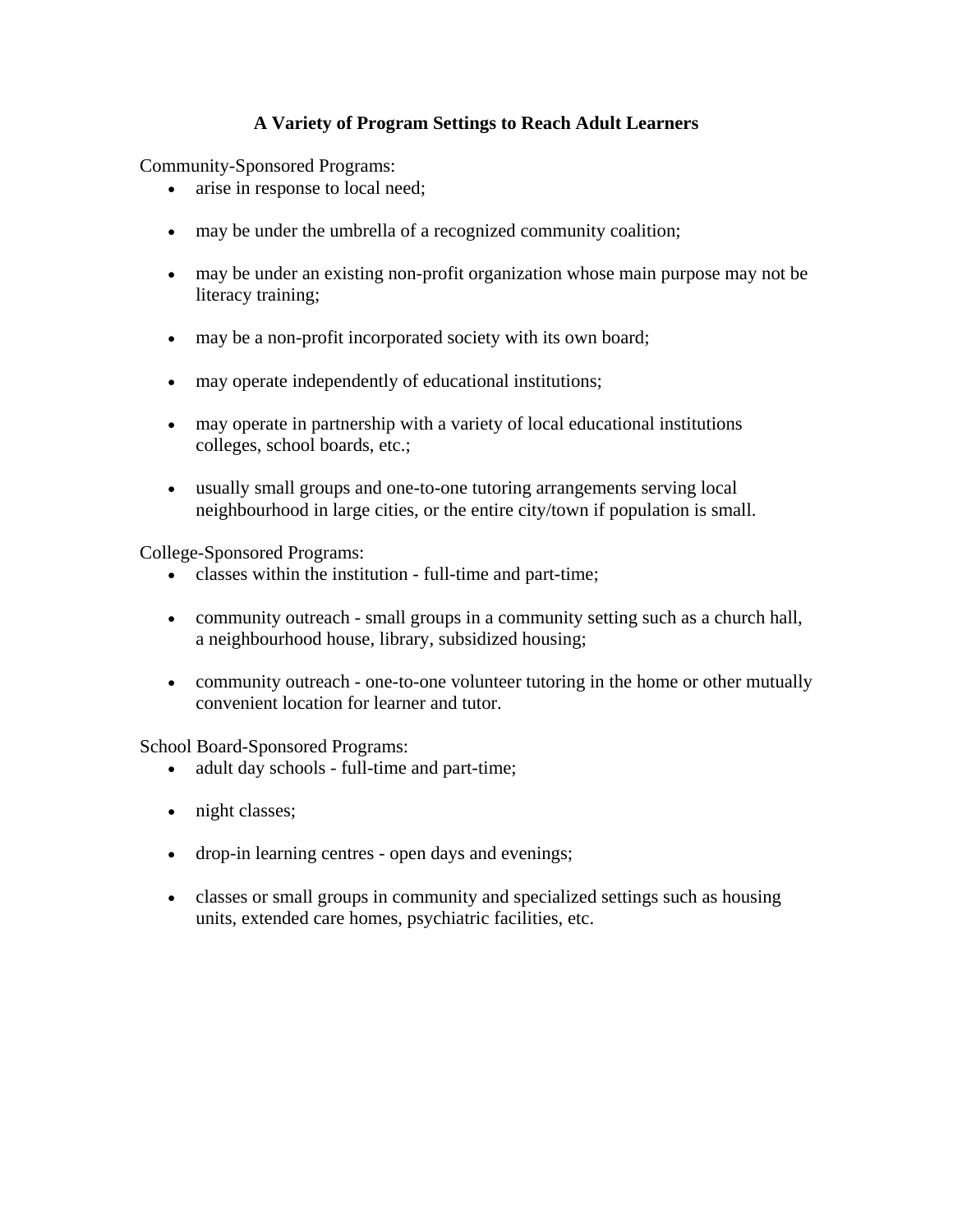## A Variety of Program Settings to Reach Adult Learners

Community-Sponsored Programs:

- arise in response to local need;
- may be under the umbrella of a recognized community coalition;
- may be under an existing non-profit organization whose main purpose may not be literacy training;
- may be a non-profit incorporated society with its own board;
- may operate independently of educational institutions;
- may operate in partnership with a variety of local educational institutions colleges, school boards, etc.;
- usually small groups and one-to-one tutoring arrangements serving local neighbourhood in large cities, or the entire city/town if population is small.

College-Sponsored Programs:

- classes within the institution - full-time and part-time;
- community outreach - small groups in a community setting such as a church hall, a neighbourhood house, library, subsidized housing;
- community outreach - one-to-one volunteer tutoring in the home or other mutually convenient location for learner and tutor.

School Board-Sponsored Programs:

- adult day schools - full-time and part-time;
- night classes;
- drop-in learning centres - open days and evenings;
- classes or small groups in community and specialized settings such as housing units, extended care homes, psychiatric facilities, etc.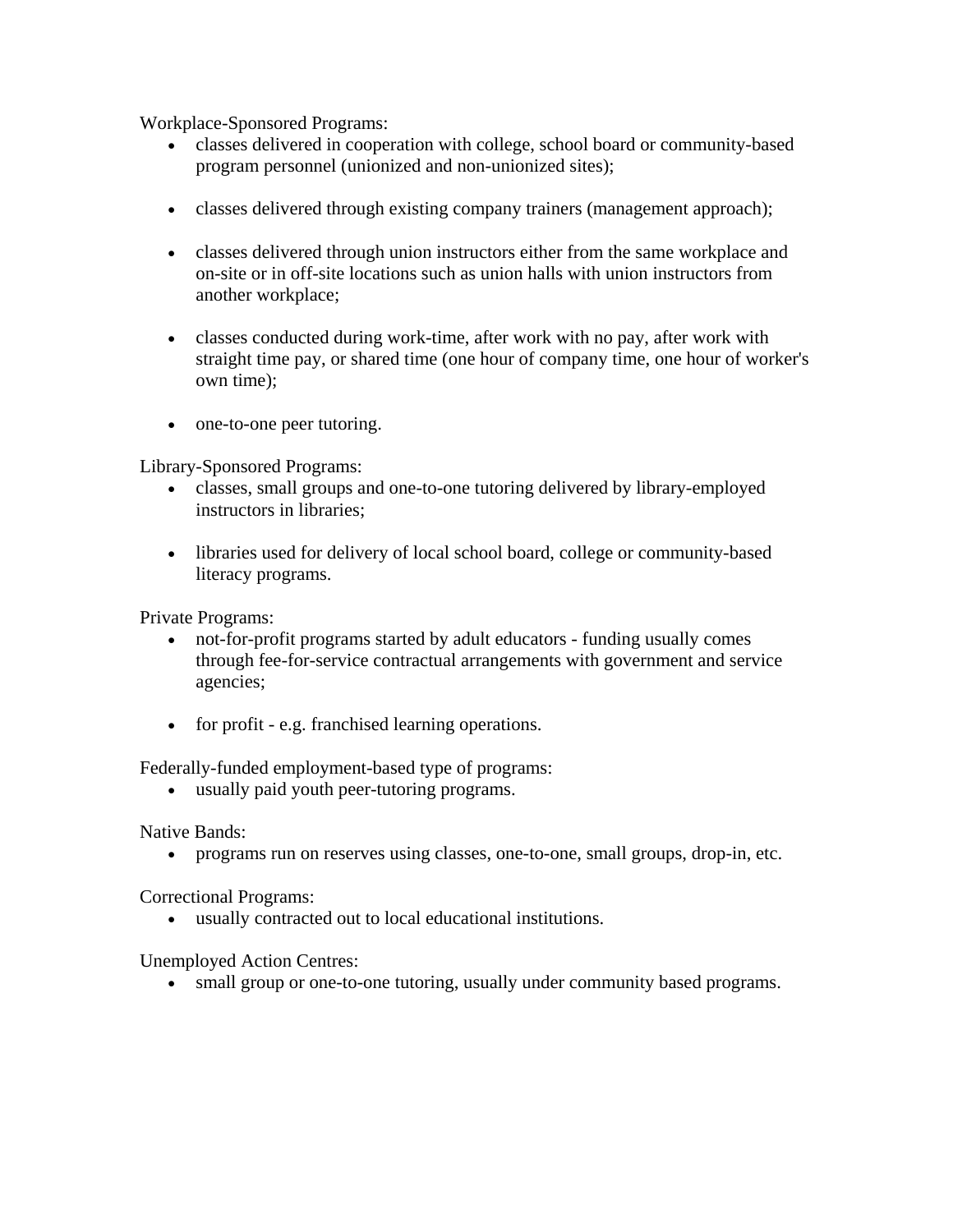Workplace-Sponsored Programs:

- classes delivered in cooperation with college, school board or community-based program personnel (unionized and non-unionized sites);

- classes delivered through existing company trainers (management approach);

- classes delivered through union instructors either from the same workplace and on-site or in off-site locations such as union halls with union instructors from another workplace;

- classes conducted during work-time, after work with no pay, after work with straight time pay, or shared time (one hour of company time, one hour of worker's own time);

- one-to-one peer tutoring.

Library-Sponsored Programs:

- classes, small groups and one-to-one tutoring delivered by library-employed instructors in libraries;

- libraries used for delivery of local school board, college or community-based literacy programs.

Private Programs:

- not-for-profit programs started by adult educators - funding usually comes through fee-for-service contractual arrangements with government and service agencies;

- for profit - e.g. franchised learning operations.

Federally-funded employment-based type of programs:

- usually paid youth peer-tutoring programs.

Native Bands:

- programs run on reserves using classes, one-to-one, small groups, drop-in, etc.

Correctional Programs:

- usually contracted out to local educational institutions.

Unemployed Action Centres:

- small group or one-to-one tutoring, usually under community based programs.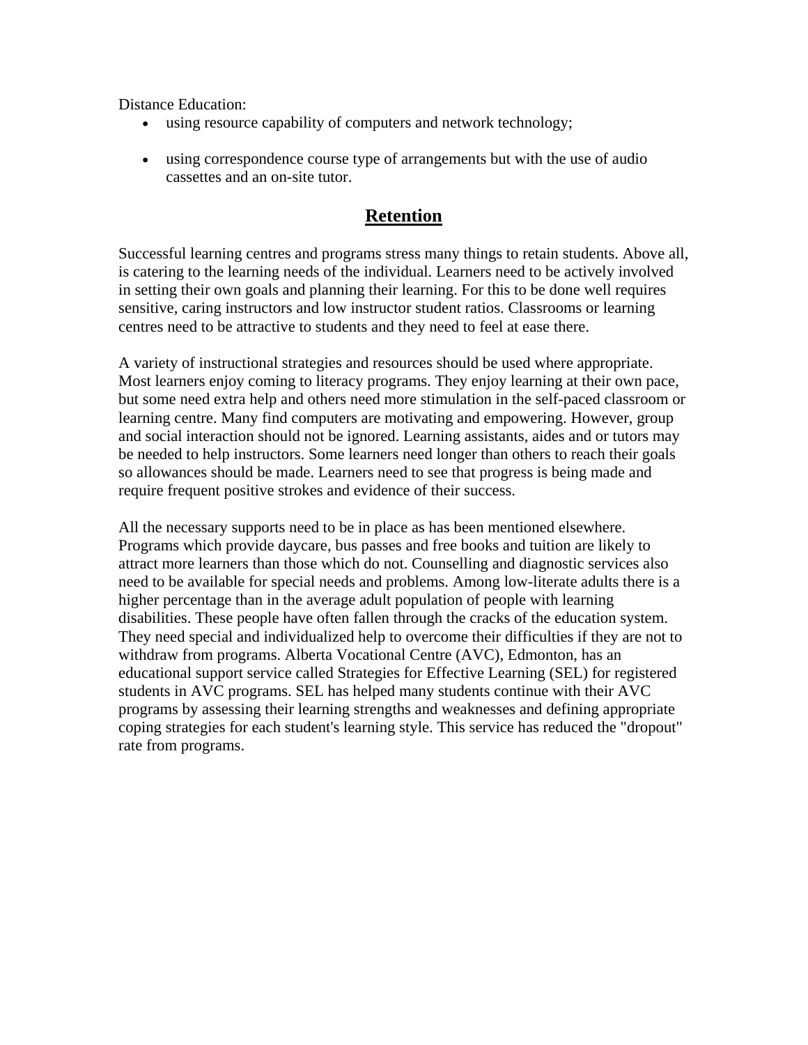Distance Education:

- using resource capability of computers and network technology;
- using correspondence course type of arrangements but with the use of audio cassettes and an on-site tutor.

## Retention

Successful learning centres and programs stress many things to retain students. Above all, is catering to the learning needs of the individual. Learners need to be actively involved in setting their own goals and planning their learning. For this to be done well requires sensitive, caring instructors and low instructor student ratios. Classrooms or learning centres need to be attractive to students and they need to feel at ease there.

A variety of instructional strategies and resources should be used where appropriate. Most learners enjoy coming to literacy programs. They enjoy learning at their own pace, but some need extra help and others need more stimulation in the self-paced classroom or learning centre. Many find computers are motivating and empowering. However, group and social interaction should not be ignored. Learning assistants, aides and or tutors may be needed to help instructors. Some learners need longer than others to reach their goals so allowances should be made. Learners need to see that progress is being made and require frequent positive strokes and evidence of their success.

All the necessary supports need to be in place as has been mentioned elsewhere. Programs which provide daycare, bus passes and free books and tuition are likely to attract more learners than those which do not. Counselling and diagnostic services also need to be available for special needs and problems. Among low-literate adults there is a higher percentage than in the average adult population of people with learning disabilities. These people have often fallen through the cracks of the education system. They need special and individualized help to overcome their difficulties if they are not to withdraw from programs. Alberta Vocational Centre (AVC), Edmonton, has an educational support service called Strategies for Effective Learning (SEL) for registered students in AVC programs. SEL has helped many students continue with their AVC programs by assessing their learning strengths and weaknesses and defining appropriate coping strategies for each student's learning style. This service has reduced the "dropout" rate from programs.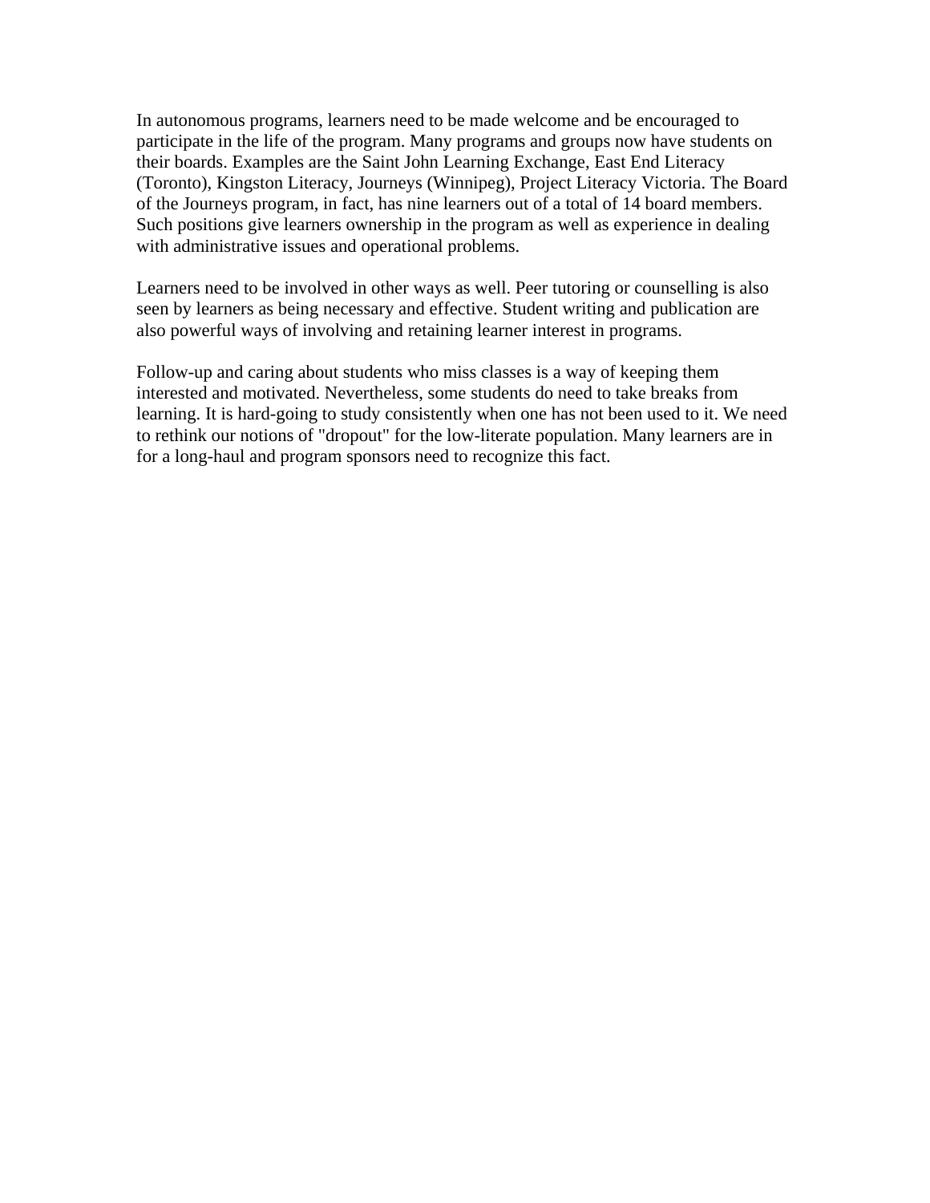In autonomous programs, learners need to be made welcome and be encouraged to participate in the life of the program. Many programs and groups now have students on their boards. Examples are the Saint John Learning Exchange, East End Literacy (Toronto), Kingston Literacy, Journeys (Winnipeg), Project Literacy Victoria. The Board of the Journeys program, in fact, has nine learners out of a total of 14 board members. Such positions give learners ownership in the program as well as experience in dealing with administrative issues and operational problems.

Learners need to be involved in other ways as well. Peer tutoring or counselling is also seen by learners as being necessary and effective. Student writing and publication are also powerful ways of involving and retaining learner interest in programs.

Follow-up and caring about students who miss classes is a way of keeping them interested and motivated. Nevertheless, some students do need to take breaks from learning. It is hard-going to study consistently when one has not been used to it. We need to rethink our notions of "dropout" for the low-literate population. Many learners are in for a long-haul and program sponsors need to recognize this fact.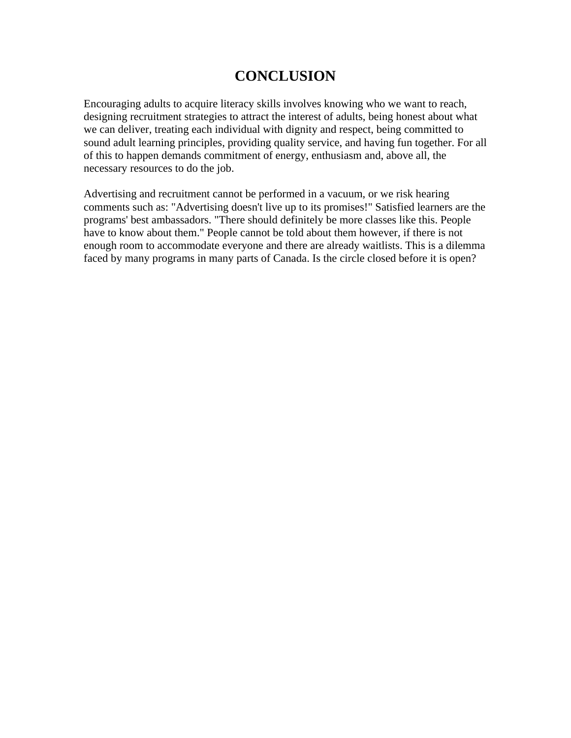# CONCLUSION

Encouraging adults to acquire literacy skills involves knowing who we want to reach, designing recruitment strategies to attract the interest of adults, being honest about what we can deliver, treating each individual with dignity and respect, being committed to sound adult learning principles, providing quality service, and having fun together. For all of this to happen demands commitment of energy, enthusiasm and, above all, the necessary resources to do the job.

Advertising and recruitment cannot be performed in a vacuum, or we risk hearing comments such as: "Advertising doesn't live up to its promises!" Satisfied learners are the programs' best ambassadors. "There should definitely be more classes like this. People have to know about them." People cannot be told about them however, if there is not enough room to accommodate everyone and there are already waitlists. This is a dilemma faced by many programs in many parts of Canada. Is the circle closed before it is open?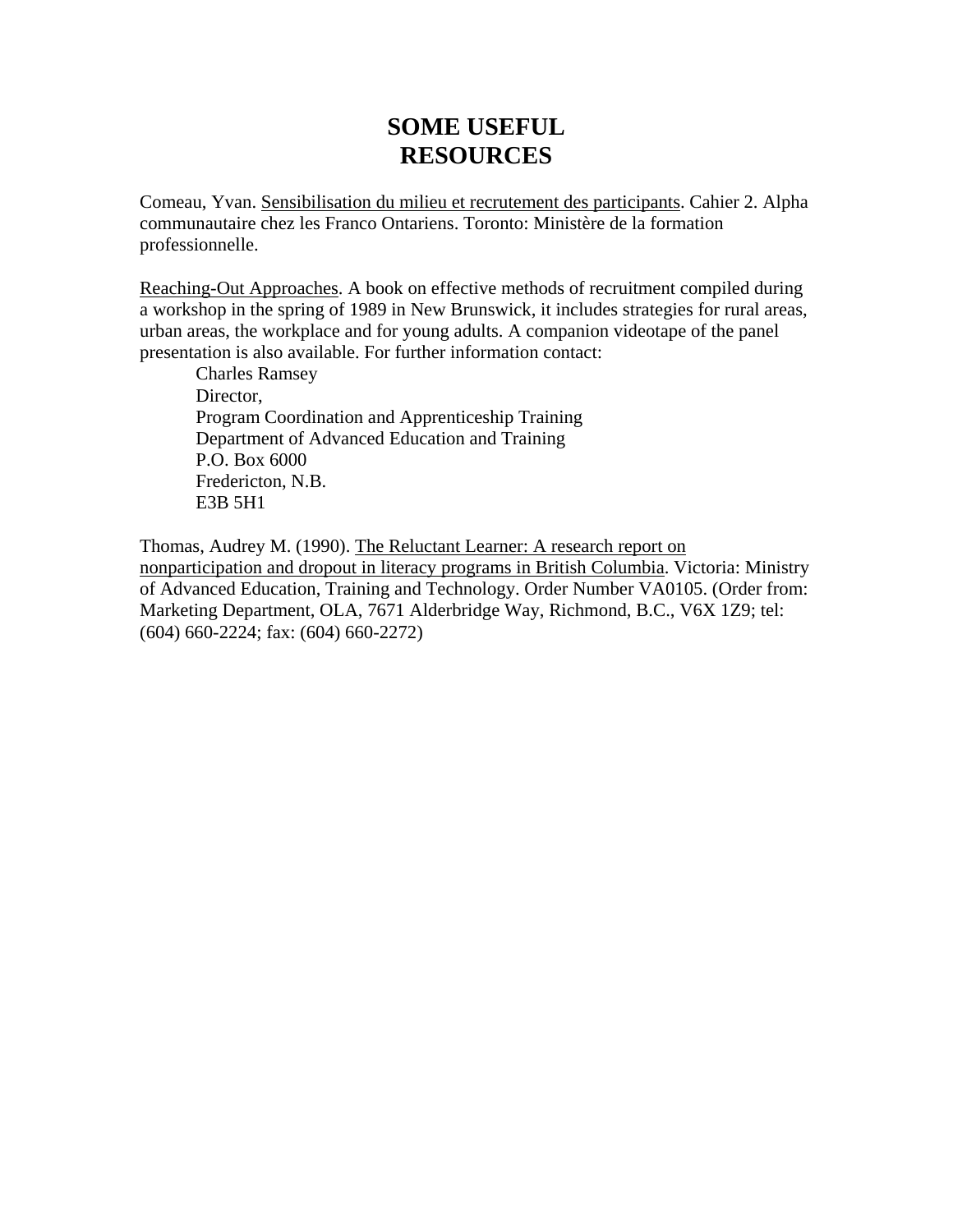# SOME USEFUL RESOURCES

Comeau, Yvan. Sensibilisation du milieu et recrutement des participants. Cahier 2. Alpha communautaire chez les Franco Ontariens. Toronto: Ministère de la formation professionnelle.

Reaching-Out Approaches. A book on effective methods of recruitment compiled during a workshop in the spring of 1989 in New Brunswick, it includes strategies for rural areas, urban areas, the workplace and for young adults. A companion videotape of the panel presentation is also available. For further information contact:

> Charles Ramsey
> Director,
> Program Coordination and Apprenticeship Training
> Department of Advanced Education and Training
> P.O. Box 6000
> Fredericton, N.B.
> E3B 5H1

Thomas, Audrey M. (1990). The Reluctant Learner: A research report on nonparticipation and dropout in literacy programs in British Columbia. Victoria: Ministry of Advanced Education, Training and Technology. Order Number VA0105. (Order from: Marketing Department, OLA, 7671 Alderbridge Way, Richmond, B.C., V6X 1Z9; tel: (604) 660-2224; fax: (604) 660-2272)